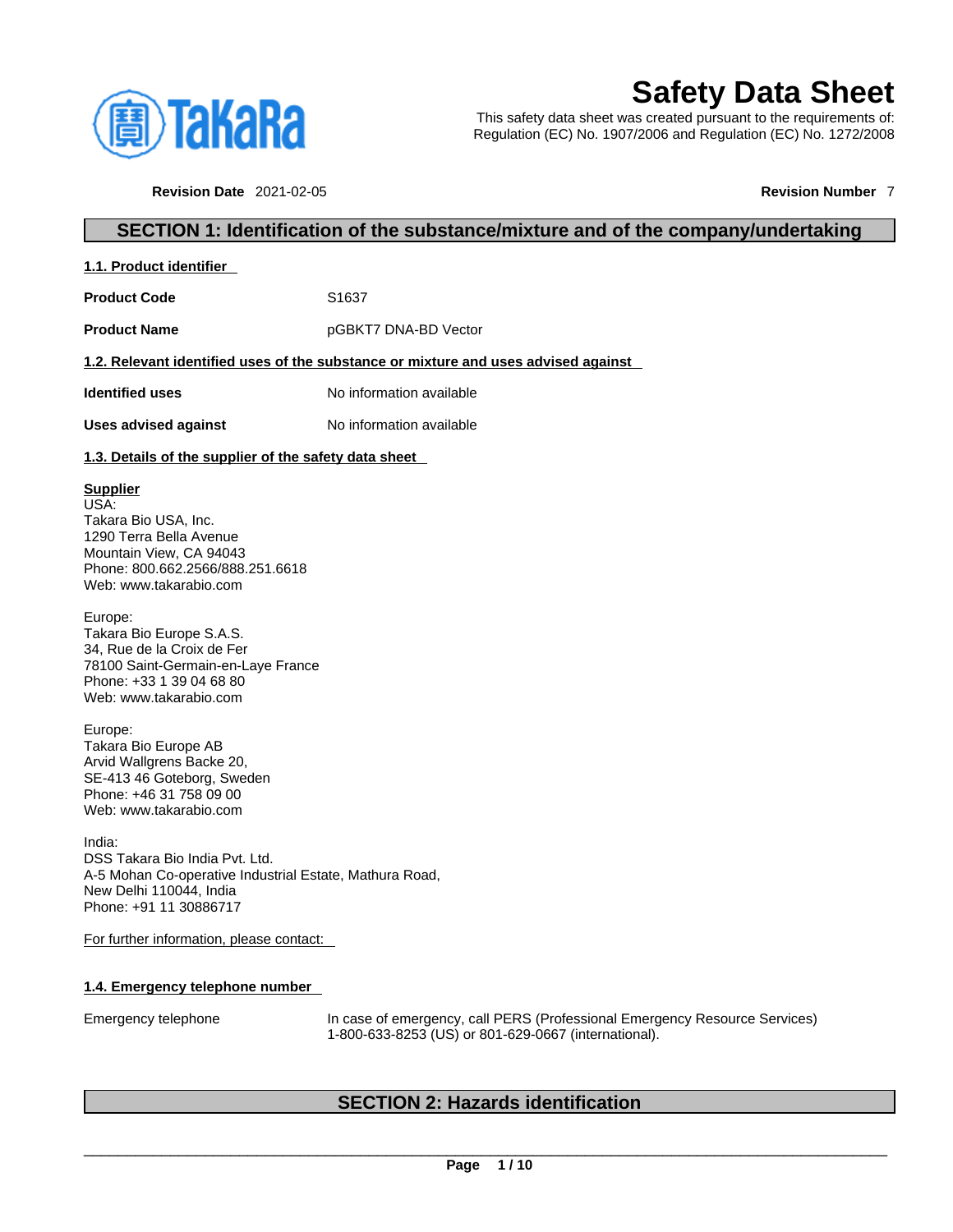# Safety Data Sheet

This safety data sheet was created pursuant to the requirements of:
Regulation (EC) No. 1907/2006 and Regulation (EC) No. 1272/2008

**Revision Date** 2021-02-05 **Revision Number** 7

## SECTION 1: Identification of the substance/mixture and of the company/undertaking

### 1.1. Product identifier

| | |
|---|---|
| **Product Code** | S1637 |
| **Product Name** | pGBKT7 DNA-BD Vector |

### 1.2. Relevant identified uses of the substance or mixture and uses advised against

| | |
|---|---|
| **Identified uses** | No information available |
| **Uses advised against** | No information available |

### 1.3. Details of the supplier of the safety data sheet

**Supplier**
USA:
Takara Bio USA, Inc.
1290 Terra Bella Avenue
Mountain View, CA 94043
Phone: 800.662.2566/888.251.6618
Web: www.takarabio.com

Europe:
Takara Bio Europe S.A.S.
34, Rue de la Croix de Fer
78100 Saint-Germain-en-Laye France
Phone: +33 1 39 04 68 80
Web: www.takarabio.com

Europe:
Takara Bio Europe AB
Arvid Wallgrens Backe 20,
SE-413 46 Goteborg, Sweden
Phone: +46 31 758 09 00
Web: www.takarabio.com

India:
DSS Takara Bio India Pvt. Ltd.
A-5 Mohan Co-operative Industrial Estate, Mathura Road,
New Delhi 110044, India
Phone: +91 11 30886717

For further information, please contact:

### 1.4. Emergency telephone number

| | |
|---|---|
| Emergency telephone | In case of emergency, call PERS (Professional Emergency Resource Services) 1-800-633-8253 (US) or 801-629-0667 (international). |

## SECTION 2: Hazards identification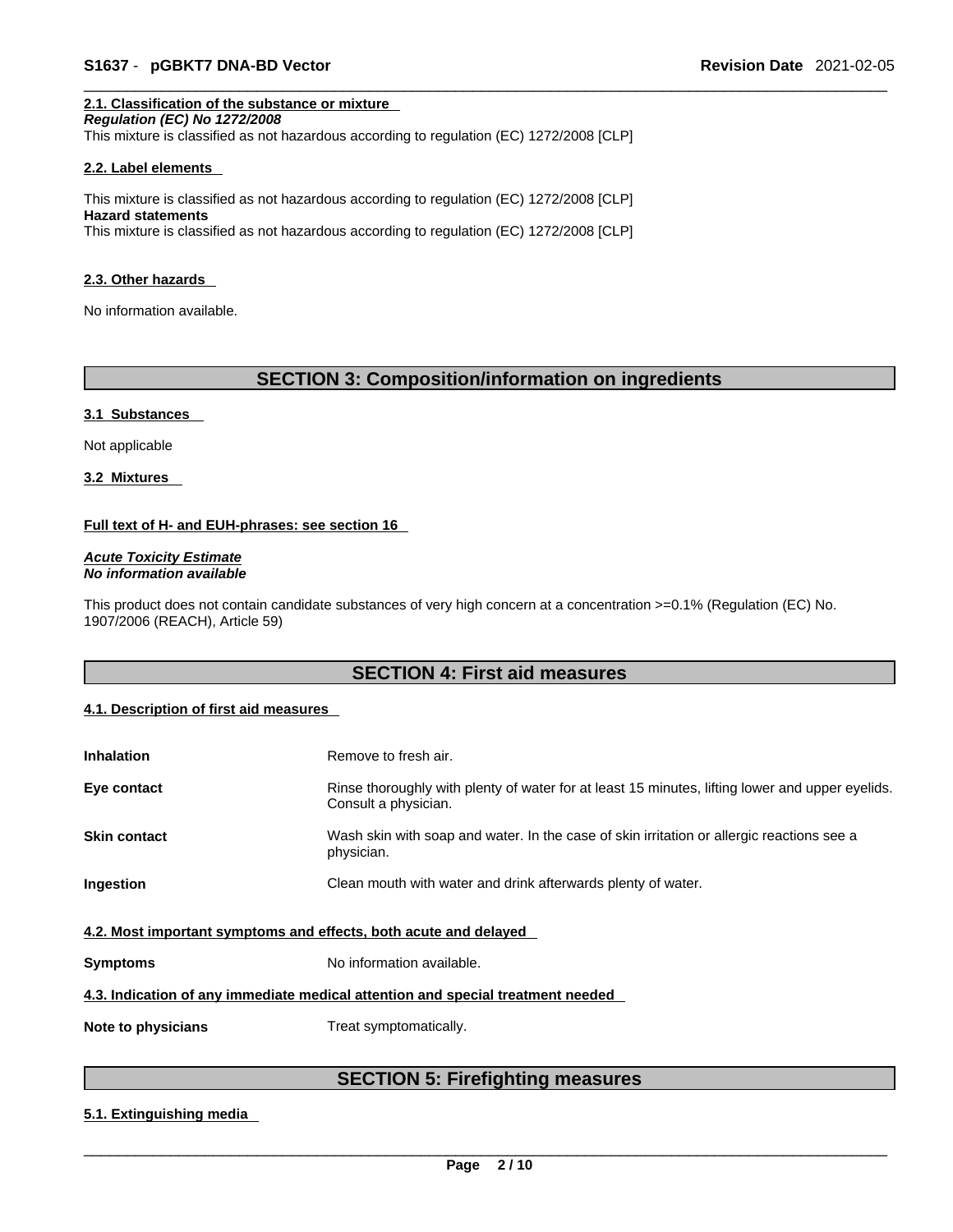### 2.1. Classification of the substance or mixture

***Regulation (EC) No 1272/2008***

This mixture is classified as not hazardous according to regulation (EC) 1272/2008 [CLP]

### 2.2. Label elements

This mixture is classified as not hazardous according to regulation (EC) 1272/2008 [CLP]

**Hazard statements**

This mixture is classified as not hazardous according to regulation (EC) 1272/2008 [CLP]

### 2.3. Other hazards

No information available.

## SECTION 3: Composition/information on ingredients

### 3.1 Substances

Not applicable

### 3.2 Mixtures

**Full text of H- and EUH-phrases: see section 16**

***Acute Toxicity Estimate***

***No information available***

This product does not contain candidate substances of very high concern at a concentration >=0.1% (Regulation (EC) No. 1907/2006 (REACH), Article 59)

## SECTION 4: First aid measures

### 4.1. Description of first aid measures

| | |
|---|---|
| **Inhalation** | Remove to fresh air. |
| **Eye contact** | Rinse thoroughly with plenty of water for at least 15 minutes, lifting lower and upper eyelids. Consult a physician. |
| **Skin contact** | Wash skin with soap and water. In the case of skin irritation or allergic reactions see a physician. |
| **Ingestion** | Clean mouth with water and drink afterwards plenty of water. |

### 4.2. Most important symptoms and effects, both acute and delayed

| | |
|---|---|
| **Symptoms** | No information available. |

### 4.3. Indication of any immediate medical attention and special treatment needed

| | |
|---|---|
| **Note to physicians** | Treat symptomatically. |

## SECTION 5: Firefighting measures

### 5.1. Extinguishing media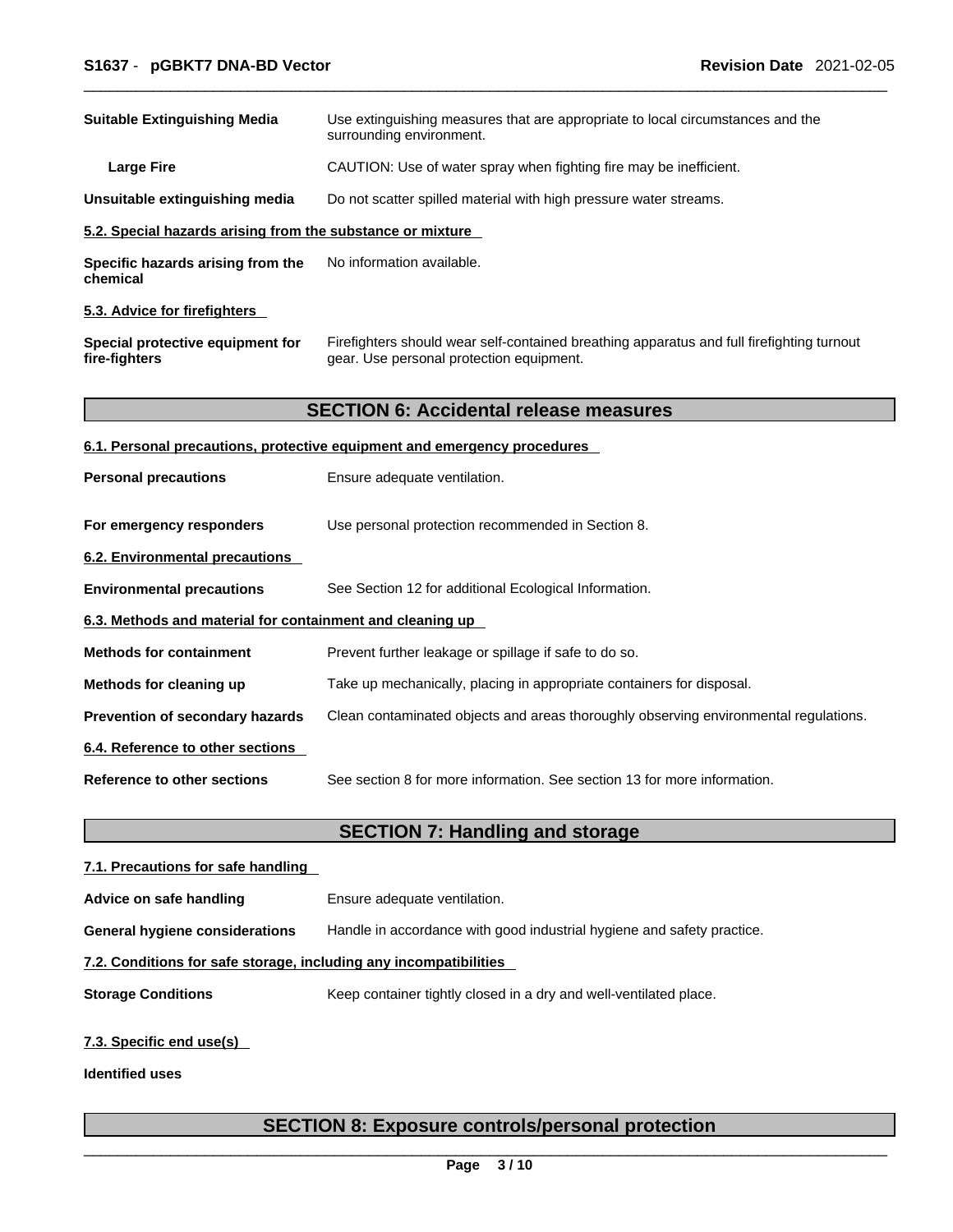| | |
|---|---|
| **Suitable Extinguishing Media** | Use extinguishing measures that are appropriate to local circumstances and the surrounding environment. |
| **Large Fire** | CAUTION: Use of water spray when fighting fire may be inefficient. |
| **Unsuitable extinguishing media** | Do not scatter spilled material with high pressure water streams. |

**5.2. Special hazards arising from the substance or mixture**

| | |
|---|---|
| **Specific hazards arising from the chemical** | No information available. |

**5.3. Advice for firefighters**

| | |
|---|---|
| **Special protective equipment for fire-fighters** | Firefighters should wear self-contained breathing apparatus and full firefighting turnout gear. Use personal protection equipment. |

## SECTION 6: Accidental release measures

**6.1. Personal precautions, protective equipment and emergency procedures**

| | |
|---|---|
| **Personal precautions** | Ensure adequate ventilation. |
| **For emergency responders** | Use personal protection recommended in Section 8. |

**6.2. Environmental precautions**

| | |
|---|---|
| **Environmental precautions** | See Section 12 for additional Ecological Information. |

**6.3. Methods and material for containment and cleaning up**

| | |
|---|---|
| **Methods for containment** | Prevent further leakage or spillage if safe to do so. |
| **Methods for cleaning up** | Take up mechanically, placing in appropriate containers for disposal. |
| **Prevention of secondary hazards** | Clean contaminated objects and areas thoroughly observing environmental regulations. |

**6.4. Reference to other sections**

| | |
|---|---|
| **Reference to other sections** | See section 8 for more information. See section 13 for more information. |

## SECTION 7: Handling and storage

**7.1. Precautions for safe handling**

| | |
|---|---|
| **Advice on safe handling** | Ensure adequate ventilation. |
| **General hygiene considerations** | Handle in accordance with good industrial hygiene and safety practice. |

**7.2. Conditions for safe storage, including any incompatibilities**

| | |
|---|---|
| **Storage Conditions** | Keep container tightly closed in a dry and well-ventilated place. |

**7.3. Specific end use(s)**

**Identified uses**

## SECTION 8: Exposure controls/personal protection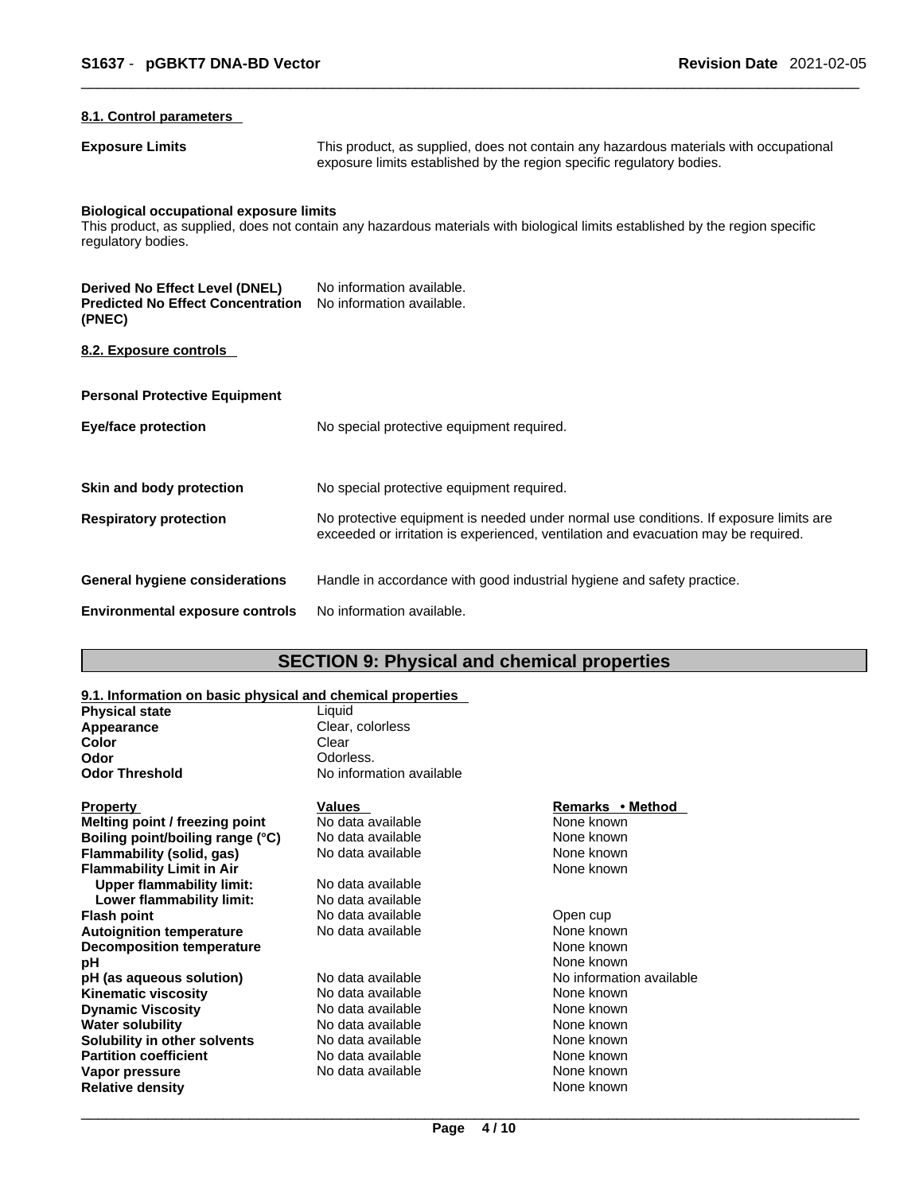### 8.1. Control parameters

**Exposure Limits** This product, as supplied, does not contain any hazardous materials with occupational exposure limits established by the region specific regulatory bodies.

**Biological occupational exposure limits**
This product, as supplied, does not contain any hazardous materials with biological limits established by the region specific regulatory bodies.

**Derived No Effect Level (DNEL)** No information available.
**Predicted No Effect Concentration (PNEC)** No information available.

### 8.2. Exposure controls

**Personal Protective Equipment**

**Eye/face protection** No special protective equipment required.

**Skin and body protection** No special protective equipment required.

**Respiratory protection** No protective equipment is needed under normal use conditions. If exposure limits are exceeded or irritation is experienced, ventilation and evacuation may be required.

**General hygiene considerations** Handle in accordance with good industrial hygiene and safety practice.

**Environmental exposure controls** No information available.

## SECTION 9: Physical and chemical properties

### 9.1. Information on basic physical and chemical properties

| | |
|---|---|
| **Physical state** | Liquid |
| **Appearance** | Clear, colorless |
| **Color** | Clear |
| **Odor** | Odorless. |
| **Odor Threshold** | No information available |

| Property | Values | Remarks • Method |
|---|---|---|
| **Melting point / freezing point** | No data available | None known |
| **Boiling point/boiling range (°C)** | No data available | None known |
| **Flammability (solid, gas)** | No data available | None known |
| **Flammability Limit in Air** | | None known |
| **Upper flammability limit:** | No data available | |
| **Lower flammability limit:** | No data available | |
| **Flash point** | No data available | Open cup |
| **Autoignition temperature** | No data available | None known |
| **Decomposition temperature** | | None known |
| **pH** | | None known |
| **pH (as aqueous solution)** | No data available | No information available |
| **Kinematic viscosity** | No data available | None known |
| **Dynamic Viscosity** | No data available | None known |
| **Water solubility** | No data available | None known |
| **Solubility in other solvents** | No data available | None known |
| **Partition coefficient** | No data available | None known |
| **Vapor pressure** | No data available | None known |
| **Relative density** | | None known |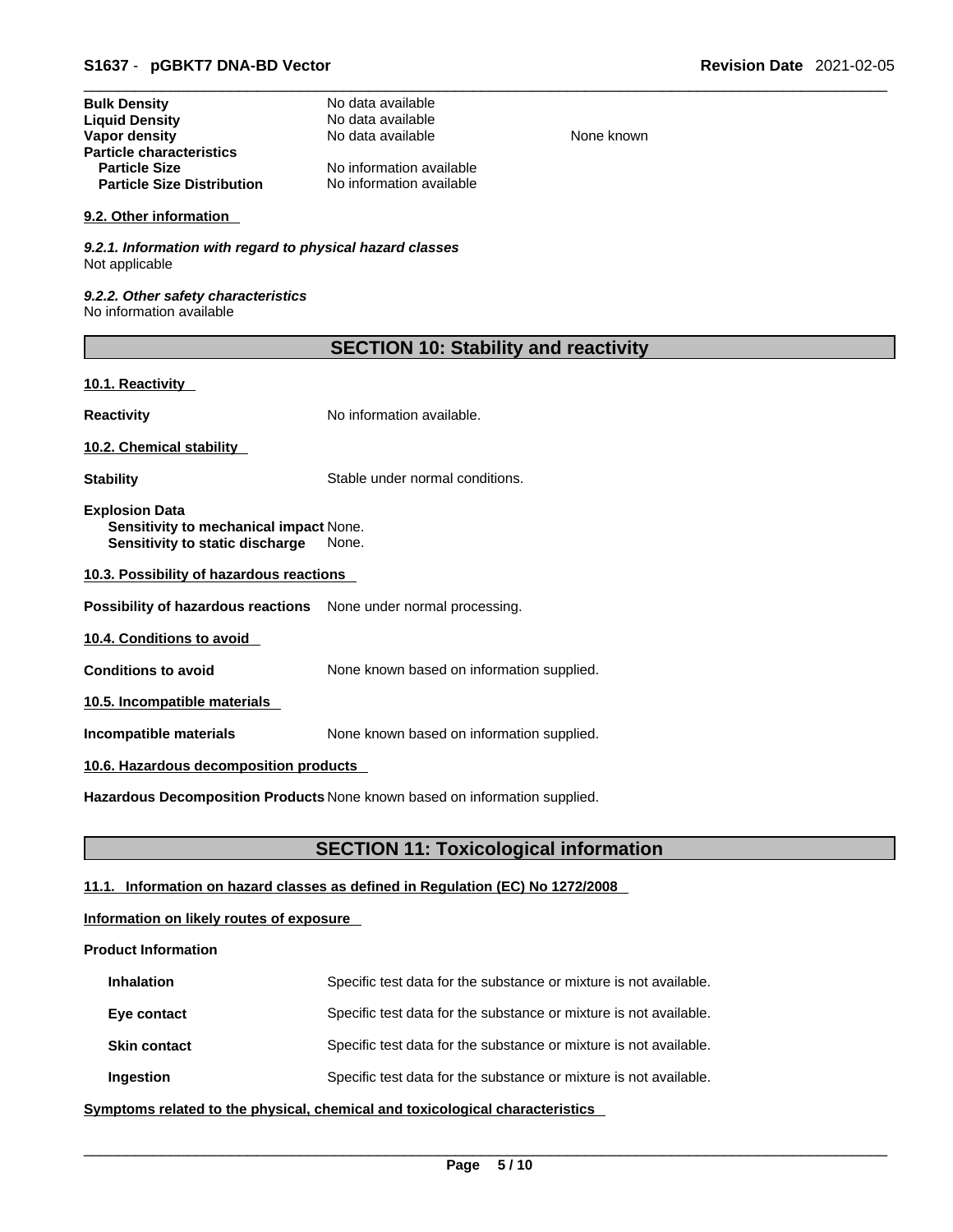| | | |
|---|---|---|
| **Bulk Density** | No data available | |
| **Liquid Density** | No data available | |
| **Vapor density** | No data available | None known |
| **Particle characteristics** | | |
| **Particle Size** | No information available | |
| **Particle Size Distribution** | No information available | |

### 9.2. Other information

*9.2.1. Information with regard to physical hazard classes*
Not applicable

*9.2.2. Other safety characteristics*
No information available

## SECTION 10: Stability and reactivity

### 10.1. Reactivity

**Reactivity** No information available.

### 10.2. Chemical stability

**Stability** Stable under normal conditions.

**Explosion Data**
**Sensitivity to mechanical impact** None.
**Sensitivity to static discharge** None.

### 10.3. Possibility of hazardous reactions

**Possibility of hazardous reactions** None under normal processing.

### 10.4. Conditions to avoid

**Conditions to avoid** None known based on information supplied.

### 10.5. Incompatible materials

**Incompatible materials** None known based on information supplied.

### 10.6. Hazardous decomposition products

**Hazardous Decomposition Products** None known based on information supplied.

## SECTION 11: Toxicological information

### 11.1. Information on hazard classes as defined in Regulation (EC) No 1272/2008

**Information on likely routes of exposure**

**Product Information**

| | |
|---|---|
| **Inhalation** | Specific test data for the substance or mixture is not available. |
| **Eye contact** | Specific test data for the substance or mixture is not available. |
| **Skin contact** | Specific test data for the substance or mixture is not available. |
| **Ingestion** | Specific test data for the substance or mixture is not available. |

**Symptoms related to the physical, chemical and toxicological characteristics**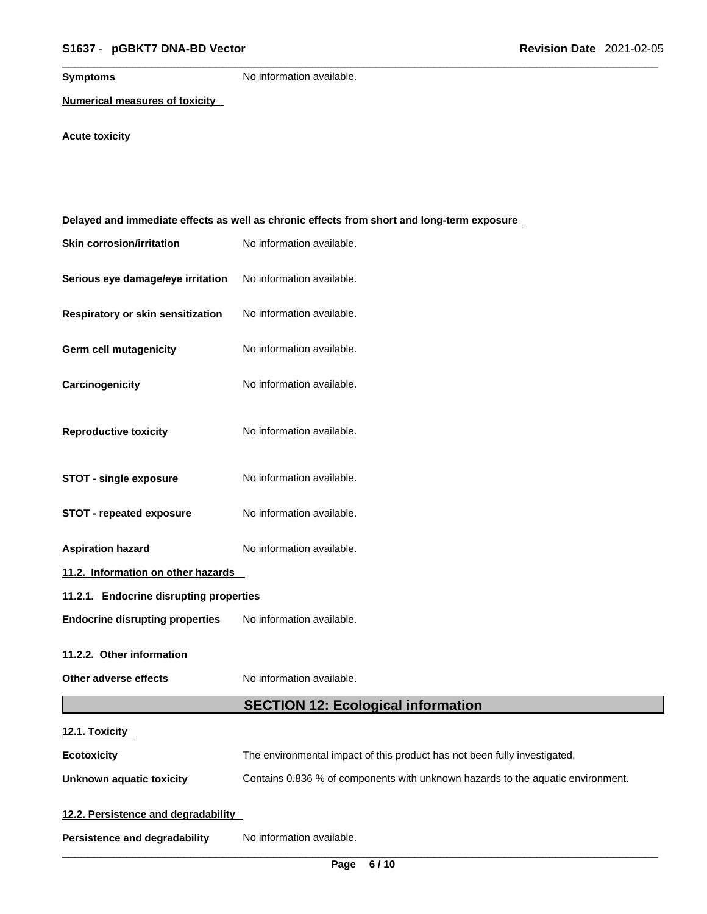**Symptoms** No information available.

**Numerical measures of toxicity**

**Acute toxicity**

**Delayed and immediate effects as well as chronic effects from short and long-term exposure**

**Skin corrosion/irritation** No information available.

**Serious eye damage/eye irritation** No information available.

**Respiratory or skin sensitization** No information available.

**Germ cell mutagenicity** No information available.

**Carcinogenicity** No information available.

**Reproductive toxicity** No information available.

**STOT - single exposure** No information available.

**STOT - repeated exposure** No information available.

**Aspiration hazard** No information available.

**11.2. Information on other hazards**

**11.2.1. Endocrine disrupting properties**

**Endocrine disrupting properties** No information available.

**11.2.2. Other information**

**Other adverse effects** No information available.

## SECTION 12: Ecological information

**12.1. Toxicity**

**Ecotoxicity** The environmental impact of this product has not been fully investigated.

**Unknown aquatic toxicity** Contains 0.836 % of components with unknown hazards to the aquatic environment.

**12.2. Persistence and degradability**

**Persistence and degradability** No information available.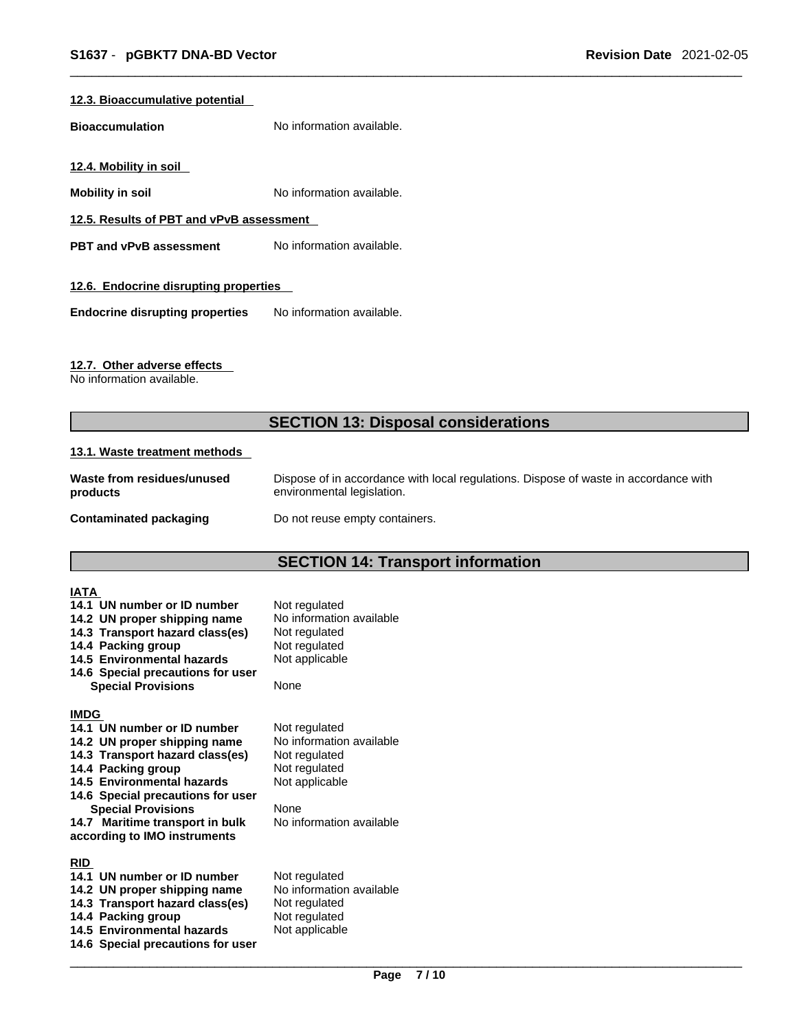#### 12.3. Bioaccumulative potential

**Bioaccumulation** No information available.

#### 12.4. Mobility in soil

**Mobility in soil** No information available.

#### 12.5. Results of PBT and vPvB assessment

**PBT and vPvB assessment** No information available.

#### 12.6. Endocrine disrupting properties

**Endocrine disrupting properties** No information available.

#### 12.7. Other adverse effects

No information available.

## SECTION 13: Disposal considerations

#### 13.1. Waste treatment methods

| | |
|---|---|
| **Waste from residues/unused products** | Dispose of in accordance with local regulations. Dispose of waste in accordance with environmental legislation. |
| **Contaminated packaging** | Do not reuse empty containers. |

## SECTION 14: Transport information

**IATA**

| | |
|---|---|
| **14.1 UN number or ID number** | Not regulated |
| **14.2 UN proper shipping name** | No information available |
| **14.3 Transport hazard class(es)** | Not regulated |
| **14.4 Packing group** | Not regulated |
| **14.5 Environmental hazards** | Not applicable |
| **14.6 Special precautions for user** | |
| **Special Provisions** | None |

**IMDG**

| | |
|---|---|
| **14.1 UN number or ID number** | Not regulated |
| **14.2 UN proper shipping name** | No information available |
| **14.3 Transport hazard class(es)** | Not regulated |
| **14.4 Packing group** | Not regulated |
| **14.5 Environmental hazards** | Not applicable |
| **14.6 Special precautions for user** | |
| **Special Provisions** | None |
| **14.7 Maritime transport in bulk according to IMO instruments** | No information available |

**RID**

| | |
|---|---|
| **14.1 UN number or ID number** | Not regulated |
| **14.2 UN proper shipping name** | No information available |
| **14.3 Transport hazard class(es)** | Not regulated |
| **14.4 Packing group** | Not regulated |
| **14.5 Environmental hazards** | Not applicable |
| **14.6 Special precautions for user** | |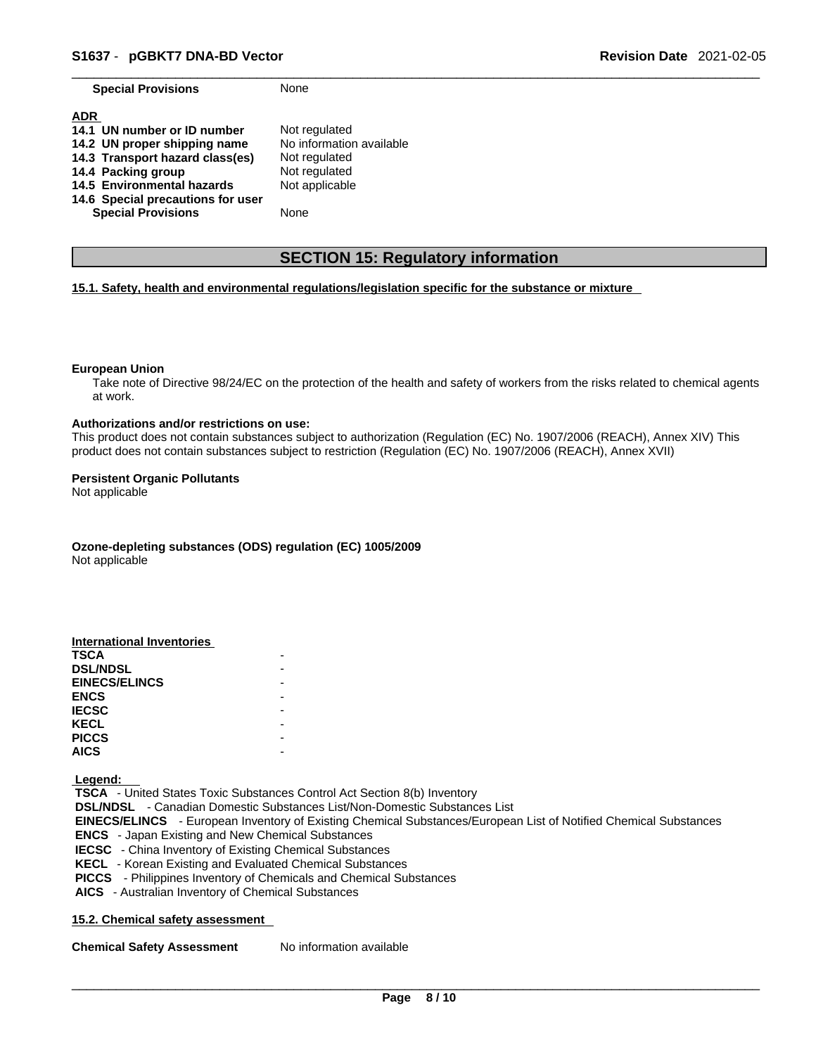| | |
|---|---|
| **Special Provisions** | None |

**ADR**

| | |
|---|---|
| **14.1 UN number or ID number** | Not regulated |
| **14.2 UN proper shipping name** | No information available |
| **14.3 Transport hazard class(es)** | Not regulated |
| **14.4 Packing group** | Not regulated |
| **14.5 Environmental hazards** | Not applicable |
| **14.6 Special precautions for user** | |
| **Special Provisions** | None |

## SECTION 15: Regulatory information

**15.1. Safety, health and environmental regulations/legislation specific for the substance or mixture**

**European Union**

Take note of Directive 98/24/EC on the protection of the health and safety of workers from the risks related to chemical agents at work.

**Authorizations and/or restrictions on use:**

This product does not contain substances subject to authorization (Regulation (EC) No. 1907/2006 (REACH), Annex XIV) This product does not contain substances subject to restriction (Regulation (EC) No. 1907/2006 (REACH), Annex XVII)

**Persistent Organic Pollutants**

Not applicable

**Ozone-depleting substances (ODS) regulation (EC) 1005/2009**

Not applicable

**International Inventories**

| | |
|---|---|
| **TSCA** | - |
| **DSL/NDSL** | - |
| **EINECS/ELINCS** | - |
| **ENCS** | - |
| **IECSC** | - |
| **KECL** | - |
| **PICCS** | - |
| **AICS** | - |

**Legend:**

**TSCA** - United States Toxic Substances Control Act Section 8(b) Inventory
**DSL/NDSL** - Canadian Domestic Substances List/Non-Domestic Substances List
**EINECS/ELINCS** - European Inventory of Existing Chemical Substances/European List of Notified Chemical Substances
**ENCS** - Japan Existing and New Chemical Substances
**IECSC** - China Inventory of Existing Chemical Substances
**KECL** - Korean Existing and Evaluated Chemical Substances
**PICCS** - Philippines Inventory of Chemicals and Chemical Substances
**AICS** - Australian Inventory of Chemical Substances

**15.2. Chemical safety assessment**

| | |
|---|---|
| **Chemical Safety Assessment** | No information available |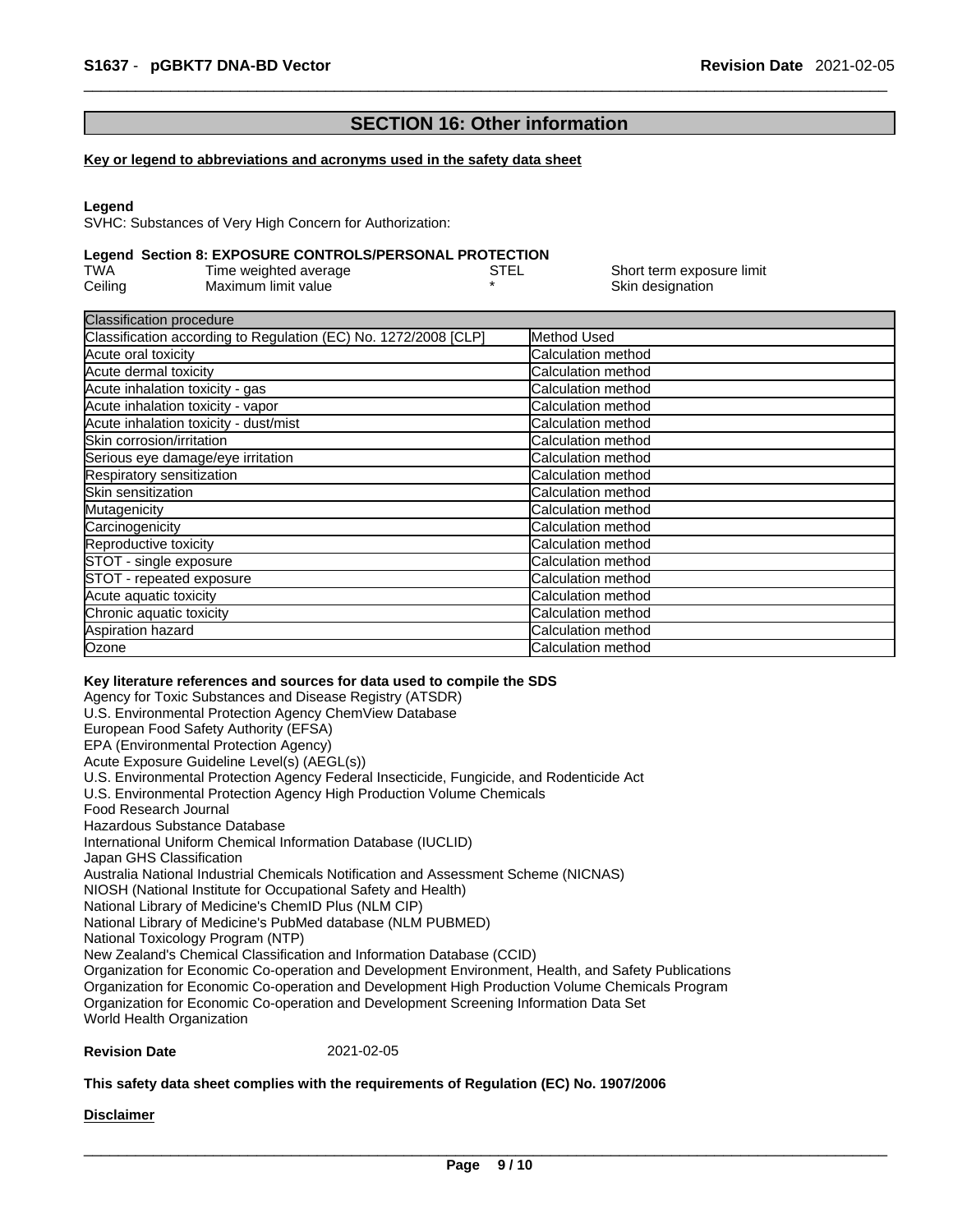## SECTION 16: Other information

**Key or legend to abbreviations and acronyms used in the safety data sheet**

**Legend**

SVHC: Substances of Very High Concern for Authorization:

**Legend Section 8: EXPOSURE CONTROLS/PERSONAL PROTECTION**

| | | | |
|---|---|---|---|
| TWA | Time weighted average | STEL | Short term exposure limit |
| Ceiling | Maximum limit value | * | Skin designation |

| Classification procedure | |
|---|---|
| Classification according to Regulation (EC) No. 1272/2008 [CLP] | Method Used |
| Acute oral toxicity | Calculation method |
| Acute dermal toxicity | Calculation method |
| Acute inhalation toxicity - gas | Calculation method |
| Acute inhalation toxicity - vapor | Calculation method |
| Acute inhalation toxicity - dust/mist | Calculation method |
| Skin corrosion/irritation | Calculation method |
| Serious eye damage/eye irritation | Calculation method |
| Respiratory sensitization | Calculation method |
| Skin sensitization | Calculation method |
| Mutagenicity | Calculation method |
| Carcinogenicity | Calculation method |
| Reproductive toxicity | Calculation method |
| STOT - single exposure | Calculation method |
| STOT - repeated exposure | Calculation method |
| Acute aquatic toxicity | Calculation method |
| Chronic aquatic toxicity | Calculation method |
| Aspiration hazard | Calculation method |
| Ozone | Calculation method |

**Key literature references and sources for data used to compile the SDS**

Agency for Toxic Substances and Disease Registry (ATSDR)
U.S. Environmental Protection Agency ChemView Database
European Food Safety Authority (EFSA)
EPA (Environmental Protection Agency)
Acute Exposure Guideline Level(s) (AEGL(s))
U.S. Environmental Protection Agency Federal Insecticide, Fungicide, and Rodenticide Act
U.S. Environmental Protection Agency High Production Volume Chemicals
Food Research Journal
Hazardous Substance Database
International Uniform Chemical Information Database (IUCLID)
Japan GHS Classification
Australia National Industrial Chemicals Notification and Assessment Scheme (NICNAS)
NIOSH (National Institute for Occupational Safety and Health)
National Library of Medicine's ChemID Plus (NLM CIP)
National Library of Medicine's PubMed database (NLM PUBMED)
National Toxicology Program (NTP)
New Zealand's Chemical Classification and Information Database (CCID)
Organization for Economic Co-operation and Development Environment, Health, and Safety Publications
Organization for Economic Co-operation and Development High Production Volume Chemicals Program
Organization for Economic Co-operation and Development Screening Information Data Set
World Health Organization

**Revision Date** 2021-02-05

**This safety data sheet complies with the requirements of Regulation (EC) No. 1907/2006**

**Disclaimer**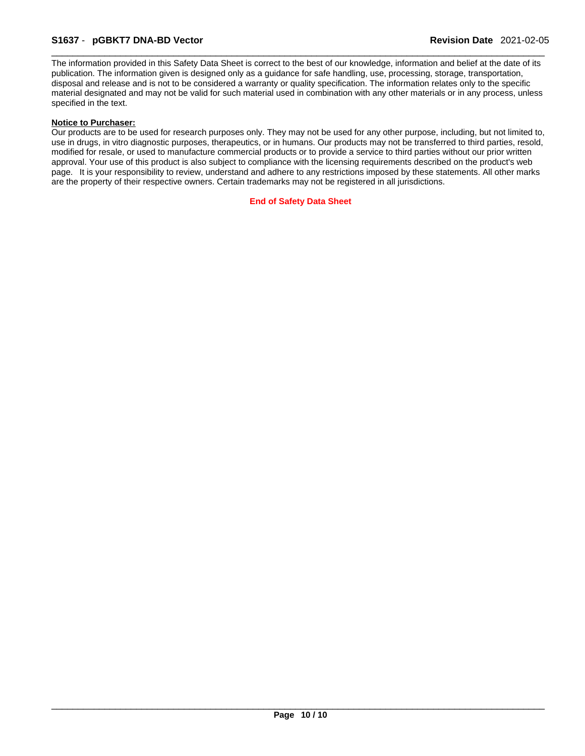The information provided in this Safety Data Sheet is correct to the best of our knowledge, information and belief at the date of its publication. The information given is designed only as a guidance for safe handling, use, processing, storage, transportation, disposal and release and is not to be considered a warranty or quality specification. The information relates only to the specific material designated and may not be valid for such material used in combination with any other materials or in any process, unless specified in the text.

**Notice to Purchaser:**

Our products are to be used for research purposes only. They may not be used for any other purpose, including, but not limited to, use in drugs, in vitro diagnostic purposes, therapeutics, or in humans. Our products may not be transferred to third parties, resold, modified for resale, or used to manufacture commercial products or to provide a service to third parties without our prior written approval. Your use of this product is also subject to compliance with the licensing requirements described on the product's web page. It is your responsibility to review, understand and adhere to any restrictions imposed by these statements. All other marks are the property of their respective owners. Certain trademarks may not be registered in all jurisdictions.

**End of Safety Data Sheet**